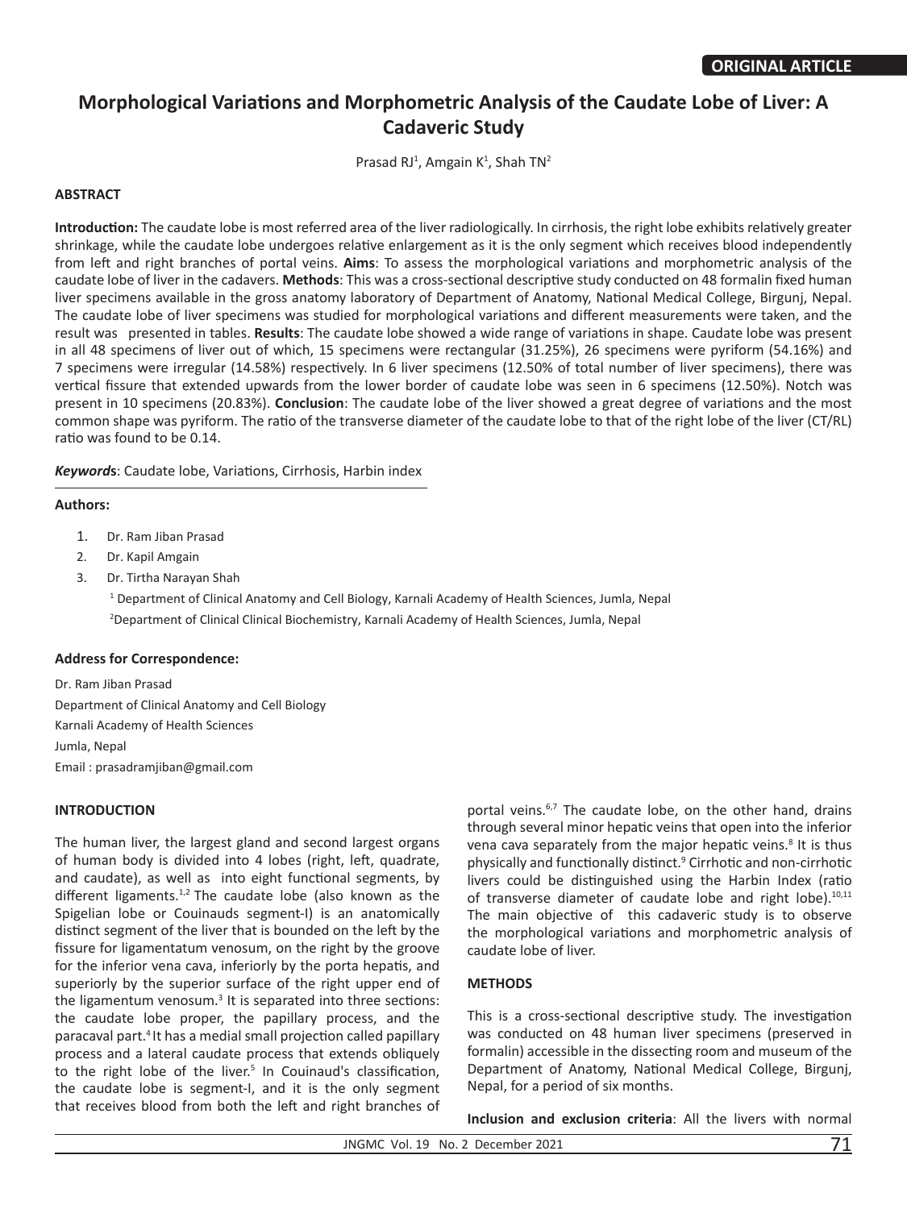**ORIGINAL ARTICLE**

# Morphological Variations and Morphometric Analysis of the Caudate Lobe of Liver: A Cadaveric Study

Prasad RJ[1], Amgain K[1], Shah TN[2]

## ABSTRACT

**Introduction:** The caudate lobe is most referred area of the liver radiologically. In cirrhosis, the right lobe exhibits relatively greater shrinkage, while the caudate lobe undergoes relative enlargement as it is the only segment which receives blood independently from left and right branches of portal veins. **Aims**: To assess the morphological variations and morphometric analysis of the caudate lobe of liver in the cadavers. **Methods**: This was a cross-sectional descriptive study conducted on 48 formalin fixed human liver specimens available in the gross anatomy laboratory of Department of Anatomy, National Medical College, Birgunj, Nepal. The caudate lobe of liver specimens was studied for morphological variations and different measurements were taken, and the result was presented in tables. **Results**: The caudate lobe showed a wide range of variations in shape. Caudate lobe was present in all 48 specimens of liver out of which, 15 specimens were rectangular (31.25%), 26 specimens were pyriform (54.16%) and 7 specimens were irregular (14.58%) respectively. In 6 liver specimens (12.50% of total number of liver specimens), there was vertical fissure that extended upwards from the lower border of caudate lobe was seen in 6 specimens (12.50%). Notch was present in 10 specimens (20.83%). **Conclusion**: The caudate lobe of the liver showed a great degree of variations and the most common shape was pyriform. The ratio of the transverse diameter of the caudate lobe to that of the right lobe of the liver (CT/RL) ratio was found to be 0.14.

***Keywords***: Caudate lobe, Variations, Cirrhosis, Harbin index

**Authors:**

1. Dr. Ram Jiban Prasad
2. Dr. Kapil Amgain
3. Dr. Tirtha Narayan Shah

[1] Department of Clinical Anatomy and Cell Biology, Karnali Academy of Health Sciences, Jumla, Nepal

[2]Department of Clinical Clinical Biochemistry, Karnali Academy of Health Sciences, Jumla, Nepal

**Address for Correspondence:**

Dr. Ram Jiban Prasad
Department of Clinical Anatomy and Cell Biology
Karnali Academy of Health Sciences
Jumla, Nepal
Email : prasadramjiban@gmail.com

## INTRODUCTION

The human liver, the largest gland and second largest organs of human body is divided into 4 lobes (right, left, quadrate, and caudate), as well as into eight functional segments, by different ligaments.[1,2] The caudate lobe (also known as the Spigelian lobe or Couinauds segment-I) is an anatomically distinct segment of the liver that is bounded on the left by the fissure for ligamentatum venosum, on the right by the groove for the inferior vena cava, inferiorly by the porta hepatis, and superiorly by the superior surface of the right upper end of the ligamentum venosum.[3] It is separated into three sections: the caudate lobe proper, the papillary process, and the paracaval part.[4] It has a medial small projection called papillary process and a lateral caudate process that extends obliquely to the right lobe of the liver.[5] In Couinaud's classification, the caudate lobe is segment-I, and it is the only segment that receives blood from both the left and right branches of portal veins.[6,7] The caudate lobe, on the other hand, drains through several minor hepatic veins that open into the inferior vena cava separately from the major hepatic veins.[8] It is thus physically and functionally distinct.[9] Cirrhotic and non-cirrhotic livers could be distinguished using the Harbin Index (ratio of transverse diameter of caudate lobe and right lobe).[10,11] The main objective of this cadaveric study is to observe the morphological variations and morphometric analysis of caudate lobe of liver.

## METHODS

This is a cross-sectional descriptive study. The investigation was conducted on 48 human liver specimens (preserved in formalin) accessible in the dissecting room and museum of the Department of Anatomy, National Medical College, Birgunj, Nepal, for a period of six months.

**Inclusion and exclusion criteria**: All the livers with normal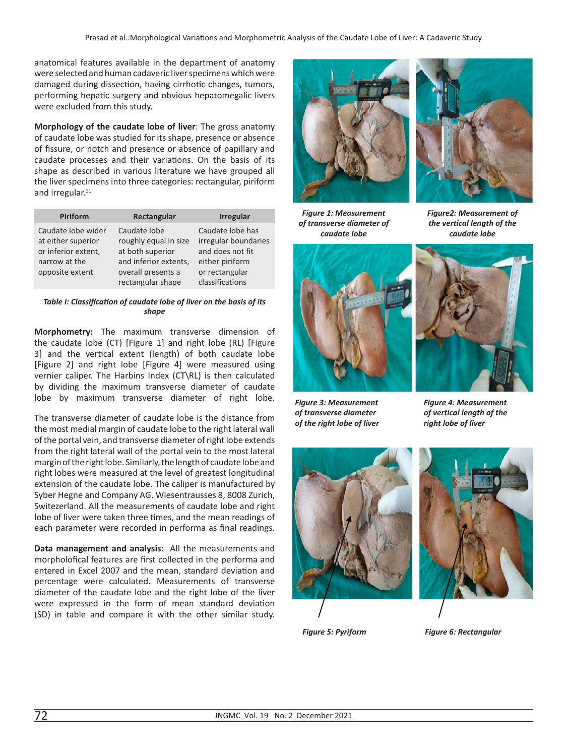anatomical features available in the department of anatomy were selected and human cadaveric liver specimens which were damaged during dissection, having cirrhotic changes, tumors, performing hepatic surgery and obvious hepatomegalic livers were excluded from this study.

**Morphology of the caudate lobe of liver**: The gross anatomy of caudate lobe was studied for its shape, presence or absence of fissure, or notch and presence or absence of papillary and caudate processes and their variations. On the basis of its shape as described in various literature we have grouped all the liver specimens into three categories: rectangular, piriform and irregular.[11]

| Piriform | Rectangular | Irregular |
|---|---|---|
| Caudate lobe wider at either superior or inferior extent, narrow at the opposite extent | Caudate lobe roughly equal in size at both superior and inferior extents, overall presents a rectangular shape | Caudate lobe has irregular boundaries and does not fit either piriform or rectangular classifications |

*Table I: Classification of caudate lobe of liver on the basis of its shape*

**Morphometry:** The maximum transverse dimension of the caudate lobe (CT) [Figure 1] and right lobe (RL) [Figure 3] and the vertical extent (length) of both caudate lobe [Figure 2] and right lobe [Figure 4] were measured using vernier caliper. The Harbins Index (CT\RL) is then calculated by dividing the maximum transverse diameter of caudate lobe by maximum transverse diameter of right lobe.

The transverse diameter of caudate lobe is the distance from the most medial margin of caudate lobe to the right lateral wall of the portal vein, and transverse diameter of right lobe extends from the right lateral wall of the portal vein to the most lateral margin of the right lobe. Similarly, the length of caudate lobe and right lobes were measured at the level of greatest longitudinal extension of the caudate lobe. The caliper is manufactured by Syber Hegne and Company AG. Wiesentrausses 8, 8008 Zurich, Switezerland. All the measurements of caudate lobe and right lobe of liver were taken three times, and the mean readings of each parameter were recorded in performa as final readings.

**Data management and analysis:** All the measurements and morpholofical features are first collected in the performa and entered in Excel 2007 and the mean, standard deviation and percentage were calculated. Measurements of transverse diameter of the caudate lobe and the right lobe of the liver were expressed in the form of mean standard deviation (SD) in table and compare it with the other similar study.

*Figure 1: Measurement of transverse diameter of caudate lobe*

*Figure2: Measurement of the vertical length of the caudate lobe*

*Figure 3: Measurement of transverse diameter of the right lobe of liver*

*Figure 4: Measurement of vertical length of the right lobe of liver*

*Figure 5: Pyriform*

*Figure 6: Rectangular*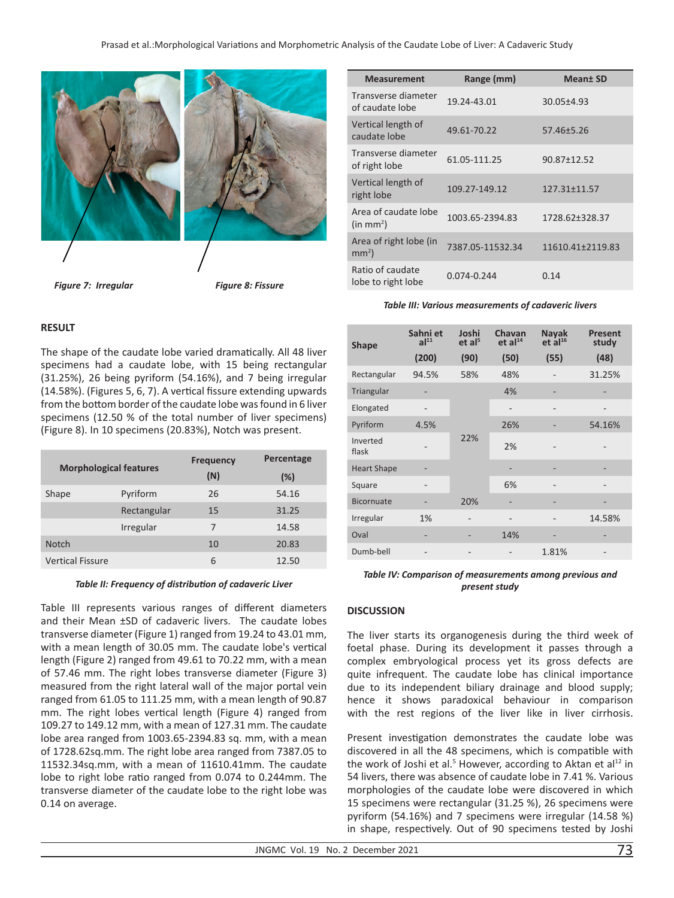*Figure 7: Irregular*

*Figure 8: Fissure*

## RESULT

The shape of the caudate lobe varied dramatically. All 48 liver specimens had a caudate lobe, with 15 being rectangular (31.25%), 26 being pyriform (54.16%), and 7 being irregular (14.58%). (Figures 5, 6, 7). A vertical fissure extending upwards from the bottom border of the caudate lobe was found in 6 liver specimens (12.50 % of the total number of liver specimens) (Figure 8). In 10 specimens (20.83%), Notch was present.

| Morphological features | | Frequency (N) | Percentage (%) |
|---|---|---|---|
| Shape | Pyriform | 26 | 54.16 |
| | Rectangular | 15 | 31.25 |
| | Irregular | 7 | 14.58 |
| Notch | | 10 | 20.83 |
| Vertical Fissure | | 6 | 12.50 |

*Table II: Frequency of distribution of cadaveric Liver*

Table III represents various ranges of different diameters and their Mean ±SD of cadaveric livers. The caudate lobes transverse diameter (Figure 1) ranged from 19.24 to 43.01 mm, with a mean length of 30.05 mm. The caudate lobe's vertical length (Figure 2) ranged from 49.61 to 70.22 mm, with a mean of 57.46 mm. The right lobes transverse diameter (Figure 3) measured from the right lateral wall of the major portal vein ranged from 61.05 to 111.25 mm, with a mean length of 90.87 mm. The right lobes vertical length (Figure 4) ranged from 109.27 to 149.12 mm, with a mean of 127.31 mm. The caudate lobe area ranged from 1003.65-2394.83 sq. mm, with a mean of 1728.62sq.mm. The right lobe area ranged from 7387.05 to 11532.34sq.mm, with a mean of 11610.41mm. The caudate lobe to right lobe ratio ranged from 0.074 to 0.244mm. The transverse diameter of the caudate lobe to the right lobe was 0.14 on average.

| Measurement | Range (mm) | Mean± SD |
|---|---|---|
| Transverse diameter of caudate lobe | 19.24-43.01 | 30.05±4.93 |
| Vertical length of caudate lobe | 49.61-70.22 | 57.46±5.26 |
| Transverse diameter of right lobe | 61.05-111.25 | 90.87±12.52 |
| Vertical length of right lobe | 109.27-149.12 | 127.31±11.57 |
| Area of caudate lobe (in $mm^2$) | 1003.65-2394.83 | 1728.62±328.37 |
| Area of right lobe (in $mm^2$) | 7387.05-11532.34 | 11610.41±2119.83 |
| Ratio of caudate lobe to right lobe | 0.074-0.244 | 0.14 |

*Table III: Various measurements of cadaveric livers*

| Shape | Sahni et al[11] (200) | Joshi et al[5] (90) | Chavan et al[14] (50) | Nayak et al[16] (55) | Present study (48) |
|---|---|---|---|---|---|
| Rectangular | 94.5% | 58% | 48% | - | 31.25% |
| Triangular | - | 22% | 4% | - | - |
| Elongated | - | | - | - | - |
| Pyriform | 4.5% | | 26% | - | 54.16% |
| Inverted flask | - | | 2% | - | - |
| Heart Shape | - | | - | - | - |
| Square | - | | 6% | - | - |
| Bicornuate | - | 20% | - | - | - |
| Irregular | 1% | - | - | - | 14.58% |
| Oval | - | - | 14% | - | - |
| Dumb-bell | - | - | - | 1.81% | - |

*Table IV: Comparison of measurements among previous and present study*

## DISCUSSION

The liver starts its organogenesis during the third week of foetal phase. During its development it passes through a complex embryological process yet its gross defects are quite infrequent. The caudate lobe has clinical importance due to its independent biliary drainage and blood supply; hence it shows paradoxical behaviour in comparison with the rest regions of the liver like in liver cirrhosis.

Present investigation demonstrates the caudate lobe was discovered in all the 48 specimens, which is compatible with the work of Joshi et al.[5] However, according to Aktan et al[12] in 54 livers, there was absence of caudate lobe in 7.41 %. Various morphologies of the caudate lobe were discovered in which 15 specimens were rectangular (31.25 %), 26 specimens were pyriform (54.16%) and 7 specimens were irregular (14.58 %) in shape, respectively. Out of 90 specimens tested by Joshi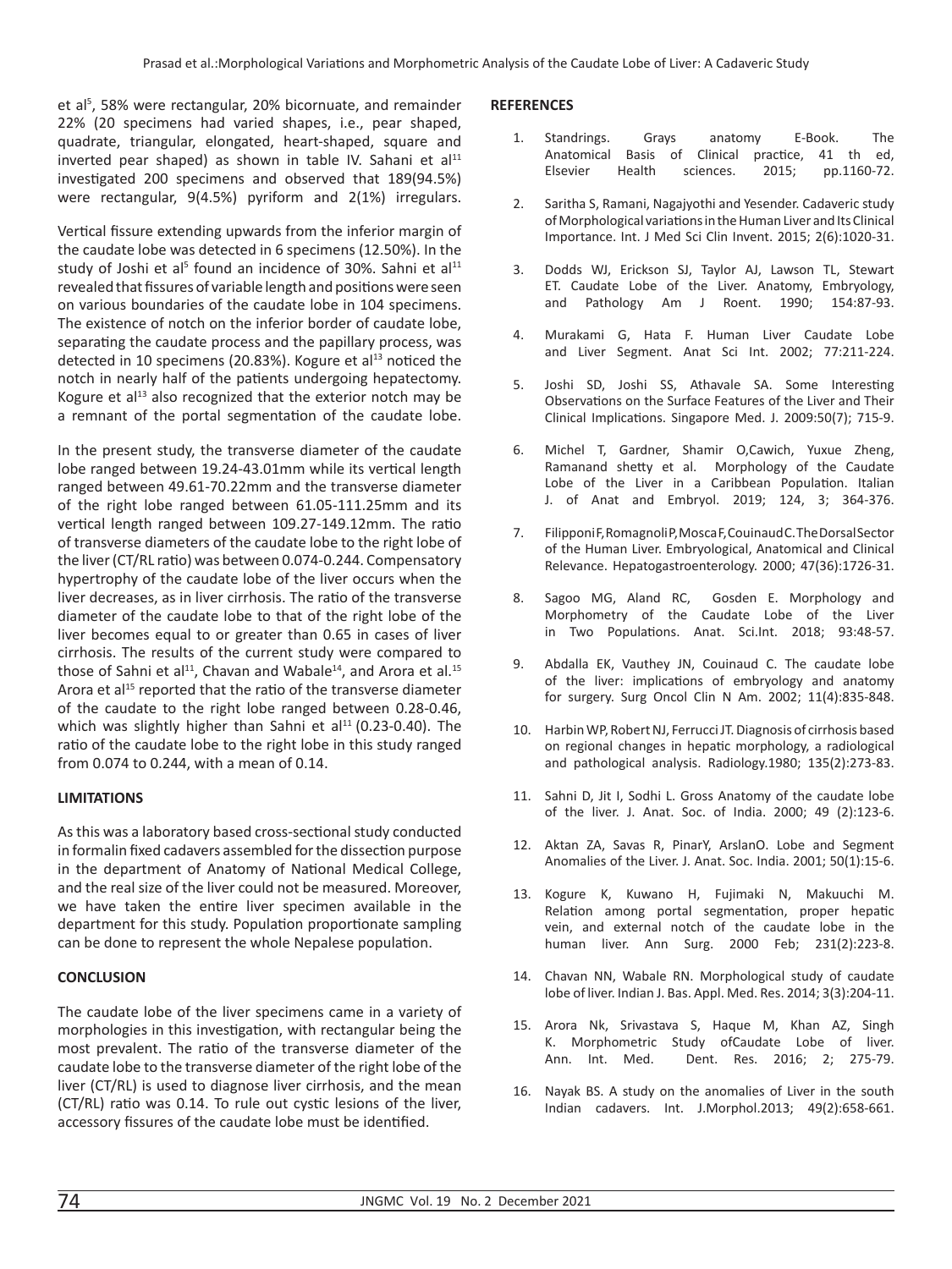et al[5], 58% were rectangular, 20% bicornuate, and remainder 22% (20 specimens had varied shapes, i.e., pear shaped, quadrate, triangular, elongated, heart-shaped, square and inverted pear shaped) as shown in table IV. Sahani et al[11] investigated 200 specimens and observed that 189(94.5%) were rectangular, 9(4.5%) pyriform and 2(1%) irregulars.

Vertical fissure extending upwards from the inferior margin of the caudate lobe was detected in 6 specimens (12.50%). In the study of Joshi et al[5] found an incidence of 30%. Sahni et al[11] revealed that fissures of variable length and positions were seen on various boundaries of the caudate lobe in 104 specimens. The existence of notch on the inferior border of caudate lobe, separating the caudate process and the papillary process, was detected in 10 specimens (20.83%). Kogure et al[13] noticed the notch in nearly half of the patients undergoing hepatectomy. Kogure et al[13] also recognized that the exterior notch may be a remnant of the portal segmentation of the caudate lobe.

In the present study, the transverse diameter of the caudate lobe ranged between 19.24-43.01mm while its vertical length ranged between 49.61-70.22mm and the transverse diameter of the right lobe ranged between 61.05-111.25mm and its vertical length ranged between 109.27-149.12mm. The ratio of transverse diameters of the caudate lobe to the right lobe of the liver (CT/RL ratio) was between 0.074-0.244. Compensatory hypertrophy of the caudate lobe of the liver occurs when the liver decreases, as in liver cirrhosis. The ratio of the transverse diameter of the caudate lobe to that of the right lobe of the liver becomes equal to or greater than 0.65 in cases of liver cirrhosis. The results of the current study were compared to those of Sahni et al[11], Chavan and Wabale[14], and Arora et al.[15] Arora et al[15] reported that the ratio of the transverse diameter of the caudate to the right lobe ranged between 0.28-0.46, which was slightly higher than Sahni et al[11] (0.23-0.40). The ratio of the caudate lobe to the right lobe in this study ranged from 0.074 to 0.244, with a mean of 0.14.

## LIMITATIONS

As this was a laboratory based cross-sectional study conducted in formalin fixed cadavers assembled for the dissection purpose in the department of Anatomy of National Medical College, and the real size of the liver could not be measured. Moreover, we have taken the entire liver specimen available in the department for this study. Population proportionate sampling can be done to represent the whole Nepalese population.

## CONCLUSION

The caudate lobe of the liver specimens came in a variety of morphologies in this investigation, with rectangular being the most prevalent. The ratio of the transverse diameter of the caudate lobe to the transverse diameter of the right lobe of the liver (CT/RL) is used to diagnose liver cirrhosis, and the mean (CT/RL) ratio was 0.14. To rule out cystic lesions of the liver, accessory fissures of the caudate lobe must be identified.

## REFERENCES

1. Standrings. Grays anatomy E-Book. The Anatomical Basis of Clinical practice, 41 th ed, Elsevier Health sciences. 2015; pp.1160-72.
2. Saritha S, Ramani, Nagajyothi and Yesender. Cadaveric study of Morphological variations in the Human Liver and Its Clinical Importance. Int. J Med Sci Clin Invent. 2015; 2(6):1020-31.
3. Dodds WJ, Erickson SJ, Taylor AJ, Lawson TL, Stewart ET. Caudate Lobe of the Liver. Anatomy, Embryology, and Pathology Am J Roent. 1990; 154:87-93.
4. Murakami G, Hata F. Human Liver Caudate Lobe and Liver Segment. Anat Sci Int. 2002; 77:211-224.
5. Joshi SD, Joshi SS, Athavale SA. Some Interesting Observations on the Surface Features of the Liver and Their Clinical Implications. Singapore Med. J. 2009:50(7); 715-9.
6. Michel T, Gardner, Shamir O,Cawich, Yuxue Zheng, Ramanand shetty et al. Morphology of the Caudate Lobe of the Liver in a Caribbean Population. Italian J. of Anat and Embryol. 2019; 124, 3; 364-376.
7. Filipponi F, Romagnoli P, Mosca F, Couinaud C. The Dorsal Sector of the Human Liver. Embryological, Anatomical and Clinical Relevance. Hepatogastroenterology. 2000; 47(36):1726-31.
8. Sagoo MG, Aland RC, Gosden E. Morphology and Morphometry of the Caudate Lobe of the Liver in Two Populations. Anat. Sci.Int. 2018; 93:48-57.
9. Abdalla EK, Vauthey JN, Couinaud C. The caudate lobe of the liver: implications of embryology and anatomy for surgery. Surg Oncol Clin N Am. 2002; 11(4):835-848.
10. Harbin WP, Robert NJ, Ferrucci JT. Diagnosis of cirrhosis based on regional changes in hepatic morphology, a radiological and pathological analysis. Radiology.1980; 135(2):273-83.
11. Sahni D, Jit I, Sodhi L. Gross Anatomy of the caudate lobe of the liver. J. Anat. Soc. of India. 2000; 49 (2):123-6.
12. Aktan ZA, Savas R, PinarY, ArslanO. Lobe and Segment Anomalies of the Liver. J. Anat. Soc. India. 2001; 50(1):15-6.
13. Kogure K, Kuwano H, Fujimaki N, Makuuchi M. Relation among portal segmentation, proper hepatic vein, and external notch of the caudate lobe in the human liver. Ann Surg. 2000 Feb; 231(2):223-8.
14. Chavan NN, Wabale RN. Morphological study of caudate lobe of liver. Indian J. Bas. Appl. Med. Res. 2014; 3(3):204-11.
15. Arora Nk, Srivastava S, Haque M, Khan AZ, Singh K. Morphometric Study ofCaudate Lobe of liver. Ann. Int. Med. Dent. Res. 2016; 2; 275-79.
16. Nayak BS. A study on the anomalies of Liver in the south Indian cadavers. Int. J.Morphol.2013; 49(2):658-661.